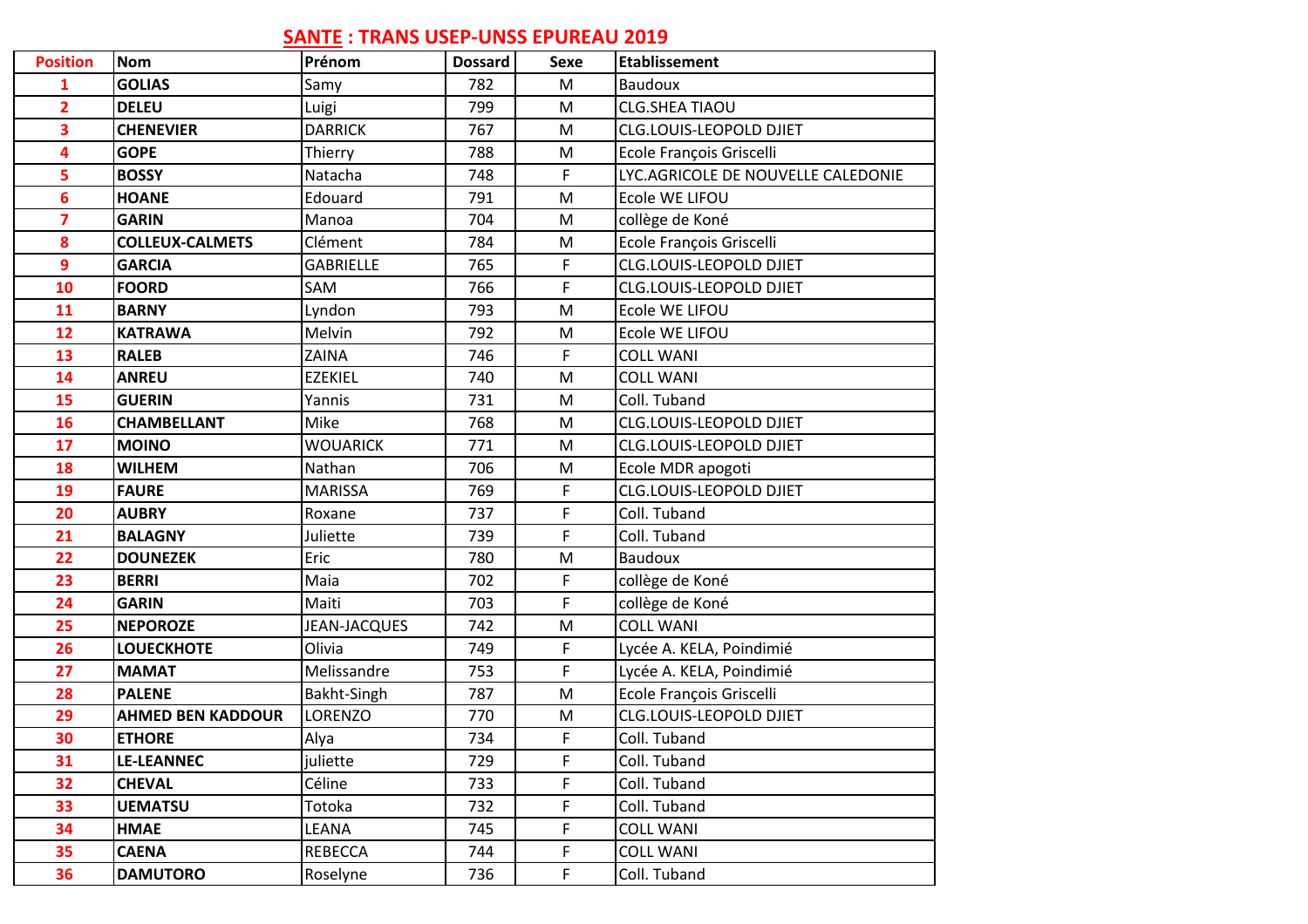# <u>SANTE</u> : TRANS USEP-UNSS EPUREAU 2019

| Position | Nom | Prénom | Dossard | Sexe | Etablissement |
|---|---|---|---|---|---|
| 1 | GOLIAS | Samy | 782 | M | Baudoux |
| 2 | DELEU | Luigi | 799 | M | CLG.SHEA TIAOU |
| 3 | CHENEVIER | DARRICK | 767 | M | CLG.LOUIS-LEOPOLD DJIET |
| 4 | GOPE | Thierry | 788 | M | Ecole François Griscelli |
| 5 | BOSSY | Natacha | 748 | F | LYC.AGRICOLE DE NOUVELLE CALEDONIE |
| 6 | HOANE | Edouard | 791 | M | Ecole WE LIFOU |
| 7 | GARIN | Manoa | 704 | M | collège de Koné |
| 8 | COLLEUX-CALMETS | Clément | 784 | M | Ecole François Griscelli |
| 9 | GARCIA | GABRIELLE | 765 | F | CLG.LOUIS-LEOPOLD DJIET |
| 10 | FOORD | SAM | 766 | F | CLG.LOUIS-LEOPOLD DJIET |
| 11 | BARNY | Lyndon | 793 | M | Ecole WE LIFOU |
| 12 | KATRAWA | Melvin | 792 | M | Ecole WE LIFOU |
| 13 | RALEB | ZAINA | 746 | F | COLL WANI |
| 14 | ANREU | EZEKIEL | 740 | M | COLL WANI |
| 15 | GUERIN | Yannis | 731 | M | Coll. Tuband |
| 16 | CHAMBELLANT | Mike | 768 | M | CLG.LOUIS-LEOPOLD DJIET |
| 17 | MOINO | WOUARICK | 771 | M | CLG.LOUIS-LEOPOLD DJIET |
| 18 | WILHEM | Nathan | 706 | M | Ecole MDR apogoti |
| 19 | FAURE | MARISSA | 769 | F | CLG.LOUIS-LEOPOLD DJIET |
| 20 | AUBRY | Roxane | 737 | F | Coll. Tuband |
| 21 | BALAGNY | Juliette | 739 | F | Coll. Tuband |
| 22 | DOUNEZEK | Eric | 780 | M | Baudoux |
| 23 | BERRI | Maia | 702 | F | collège de Koné |
| 24 | GARIN | Maiti | 703 | F | collège de Koné |
| 25 | NEPOROZE | JEAN-JACQUES | 742 | M | COLL WANI |
| 26 | LOUECKHOTE | Olivia | 749 | F | Lycée A. KELA, Poindimié |
| 27 | MAMAT | Melissandre | 753 | F | Lycée A. KELA, Poindimié |
| 28 | PALENE | Bakht-Singh | 787 | M | Ecole François Griscelli |
| 29 | AHMED BEN KADDOUR | LORENZO | 770 | M | CLG.LOUIS-LEOPOLD DJIET |
| 30 | ETHORE | Alya | 734 | F | Coll. Tuband |
| 31 | LE-LEANNEC | juliette | 729 | F | Coll. Tuband |
| 32 | CHEVAL | Céline | 733 | F | Coll. Tuband |
| 33 | UEMATSU | Totoka | 732 | F | Coll. Tuband |
| 34 | HMAE | LEANA | 745 | F | COLL WANI |
| 35 | CAENA | REBECCA | 744 | F | COLL WANI |
| 36 | DAMUTORO | Roselyne | 736 | F | Coll. Tuband |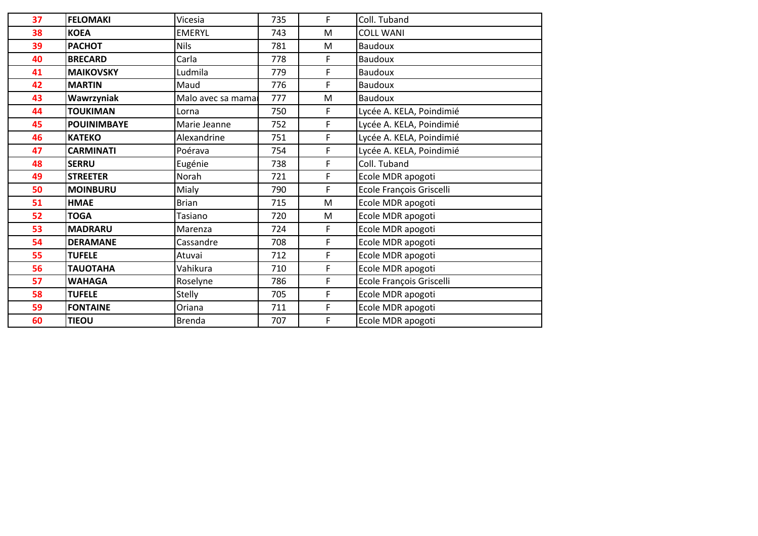| | | | | | |
|---|---|---|---|---|---|
| 37 | **FELOMAKI** | Vicesia | 735 | F | Coll. Tuband |
| 38 | **KOEA** | EMERYL | 743 | M | COLL WANI |
| 39 | **PACHOT** | Nils | 781 | M | Baudoux |
| 40 | **BRECARD** | Carla | 778 | F | Baudoux |
| 41 | **MAIKOVSKY** | Ludmila | 779 | F | Baudoux |
| 42 | **MARTIN** | Maud | 776 | F | Baudoux |
| 43 | **Wawrzyniak** | Malo avec sa mama | 777 | M | Baudoux |
| 44 | **TOUKIMAN** | Lorna | 750 | F | Lycée A. KELA, Poindimié |
| 45 | **POUINIMBAYE** | Marie Jeanne | 752 | F | Lycée A. KELA, Poindimié |
| 46 | **KATEKO** | Alexandrine | 751 | F | Lycée A. KELA, Poindimié |
| 47 | **CARMINATI** | Poérava | 754 | F | Lycée A. KELA, Poindimié |
| 48 | **SERRU** | Eugénie | 738 | F | Coll. Tuband |
| 49 | **STREETER** | Norah | 721 | F | Ecole MDR apogoti |
| 50 | **MOINBURU** | Mialy | 790 | F | Ecole François Griscelli |
| 51 | **HMAE** | Brian | 715 | M | Ecole MDR apogoti |
| 52 | **TOGA** | Tasiano | 720 | M | Ecole MDR apogoti |
| 53 | **MADRARU** | Marenza | 724 | F | Ecole MDR apogoti |
| 54 | **DERAMANE** | Cassandre | 708 | F | Ecole MDR apogoti |
| 55 | **TUFELE** | Atuvai | 712 | F | Ecole MDR apogoti |
| 56 | **TAUOTAHA** | Vahikura | 710 | F | Ecole MDR apogoti |
| 57 | **WAHAGA** | Roselyne | 786 | F | Ecole François Griscelli |
| 58 | **TUFELE** | Stelly | 705 | F | Ecole MDR apogoti |
| 59 | **FONTAINE** | Oriana | 711 | F | Ecole MDR apogoti |
| 60 | **TIEOU** | Brenda | 707 | F | Ecole MDR apogoti |